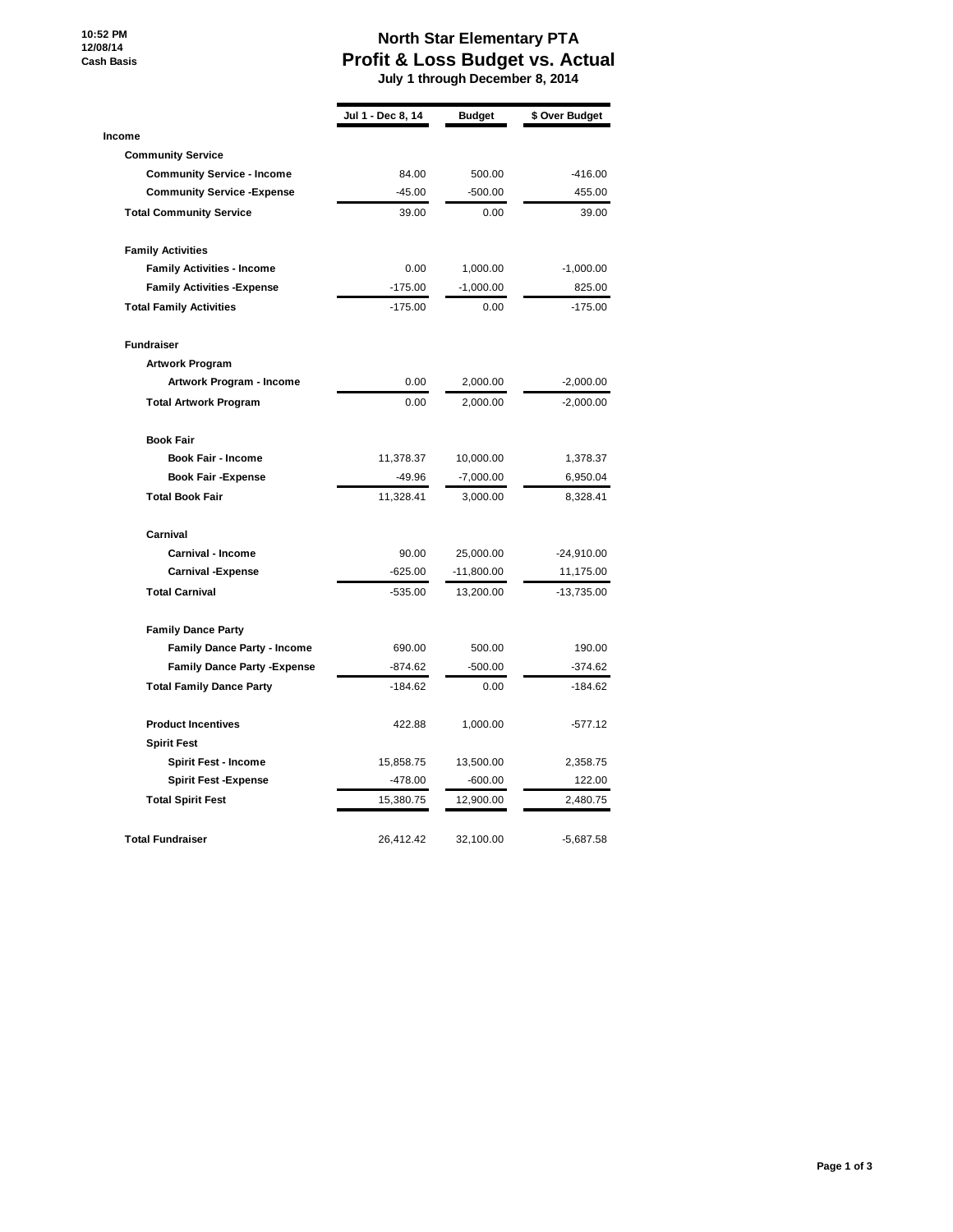10:52 PM
12/08/14
Cash Basis

# North Star Elementary PTA
## Profit & Loss Budget vs. Actual
### July 1 through December 8, 2014

| | Jul 1 - Dec 8, 14 | Budget | $ Over Budget |
|---|---|---|---|
| **Income** | | | |
| **Community Service** | | | |
| **Community Service - Income** | 84.00 | 500.00 | -416.00 |
| **Community Service -Expense** | -45.00 | -500.00 | 455.00 |
| **Total Community Service** | 39.00 | 0.00 | 39.00 |
| **Family Activities** | | | |
| **Family Activities - Income** | 0.00 | 1,000.00 | -1,000.00 |
| **Family Activities -Expense** | -175.00 | -1,000.00 | 825.00 |
| **Total Family Activities** | -175.00 | 0.00 | -175.00 |
| **Fundraiser** | | | |
| **Artwork Program** | | | |
| **Artwork Program - Income** | 0.00 | 2,000.00 | -2,000.00 |
| **Total Artwork Program** | 0.00 | 2,000.00 | -2,000.00 |
| **Book Fair** | | | |
| **Book Fair - Income** | 11,378.37 | 10,000.00 | 1,378.37 |
| **Book Fair -Expense** | -49.96 | -7,000.00 | 6,950.04 |
| **Total Book Fair** | 11,328.41 | 3,000.00 | 8,328.41 |
| **Carnival** | | | |
| **Carnival - Income** | 90.00 | 25,000.00 | -24,910.00 |
| **Carnival -Expense** | -625.00 | -11,800.00 | 11,175.00 |
| **Total Carnival** | -535.00 | 13,200.00 | -13,735.00 |
| **Family Dance Party** | | | |
| **Family Dance Party - Income** | 690.00 | 500.00 | 190.00 |
| **Family Dance Party -Expense** | -874.62 | -500.00 | -374.62 |
| **Total Family Dance Party** | -184.62 | 0.00 | -184.62 |
| **Product Incentives** | 422.88 | 1,000.00 | -577.12 |
| **Spirit Fest** | | | |
| **Spirit Fest - Income** | 15,858.75 | 13,500.00 | 2,358.75 |
| **Spirit Fest -Expense** | -478.00 | -600.00 | 122.00 |
| **Total Spirit Fest** | 15,380.75 | 12,900.00 | 2,480.75 |
| **Total Fundraiser** | 26,412.42 | 32,100.00 | -5,687.58 |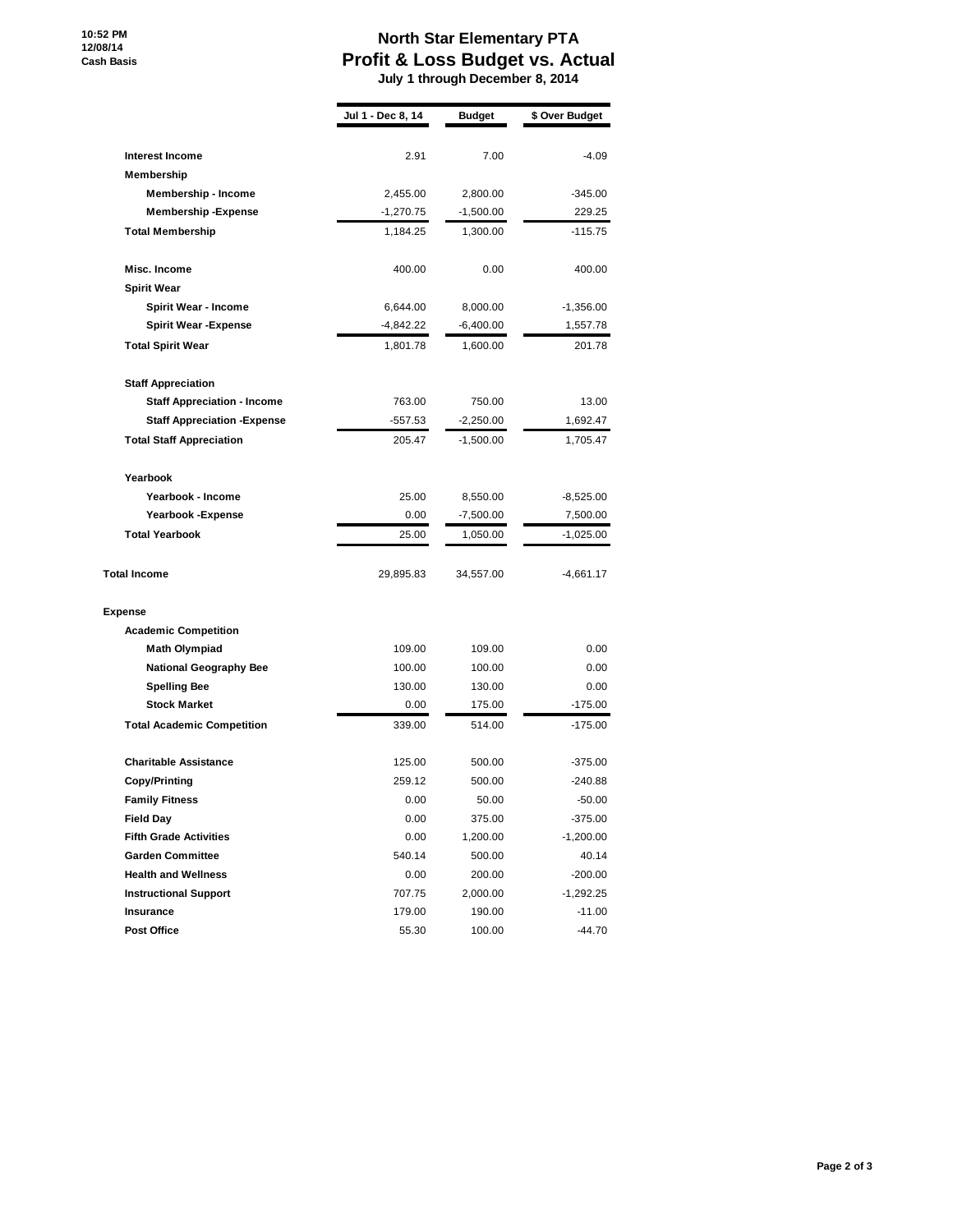# North Star Elementary PTA

## Profit & Loss Budget vs. Actual

**July 1 through December 8, 2014**

10:52 PM
12/08/14
Cash Basis

| | Jul 1 - Dec 8, 14 | Budget | $ Over Budget |
|---|---|---|---|
| **Interest Income** | 2.91 | 7.00 | -4.09 |
| **Membership** | | | |
| **Membership - Income** | 2,455.00 | 2,800.00 | -345.00 |
| **Membership -Expense** | -1,270.75 | -1,500.00 | 229.25 |
| **Total Membership** | 1,184.25 | 1,300.00 | -115.75 |
| **Misc. Income** | 400.00 | 0.00 | 400.00 |
| **Spirit Wear** | | | |
| **Spirit Wear - Income** | 6,644.00 | 8,000.00 | -1,356.00 |
| **Spirit Wear -Expense** | -4,842.22 | -6,400.00 | 1,557.78 |
| **Total Spirit Wear** | 1,801.78 | 1,600.00 | 201.78 |
| **Staff Appreciation** | | | |
| **Staff Appreciation - Income** | 763.00 | 750.00 | 13.00 |
| **Staff Appreciation -Expense** | -557.53 | -2,250.00 | 1,692.47 |
| **Total Staff Appreciation** | 205.47 | -1,500.00 | 1,705.47 |
| **Yearbook** | | | |
| **Yearbook - Income** | 25.00 | 8,550.00 | -8,525.00 |
| **Yearbook -Expense** | 0.00 | -7,500.00 | 7,500.00 |
| **Total Yearbook** | 25.00 | 1,050.00 | -1,025.00 |
| **Total Income** | 29,895.83 | 34,557.00 | -4,661.17 |
| **Expense** | | | |
| **Academic Competition** | | | |
| **Math Olympiad** | 109.00 | 109.00 | 0.00 |
| **National Geography Bee** | 100.00 | 100.00 | 0.00 |
| **Spelling Bee** | 130.00 | 130.00 | 0.00 |
| **Stock Market** | 0.00 | 175.00 | -175.00 |
| **Total Academic Competition** | 339.00 | 514.00 | -175.00 |
| **Charitable Assistance** | 125.00 | 500.00 | -375.00 |
| **Copy/Printing** | 259.12 | 500.00 | -240.88 |
| **Family Fitness** | 0.00 | 50.00 | -50.00 |
| **Field Day** | 0.00 | 375.00 | -375.00 |
| **Fifth Grade Activities** | 0.00 | 1,200.00 | -1,200.00 |
| **Garden Committee** | 540.14 | 500.00 | 40.14 |
| **Health and Wellness** | 0.00 | 200.00 | -200.00 |
| **Instructional Support** | 707.75 | 2,000.00 | -1,292.25 |
| **Insurance** | 179.00 | 190.00 | -11.00 |
| **Post Office** | 55.30 | 100.00 | -44.70 |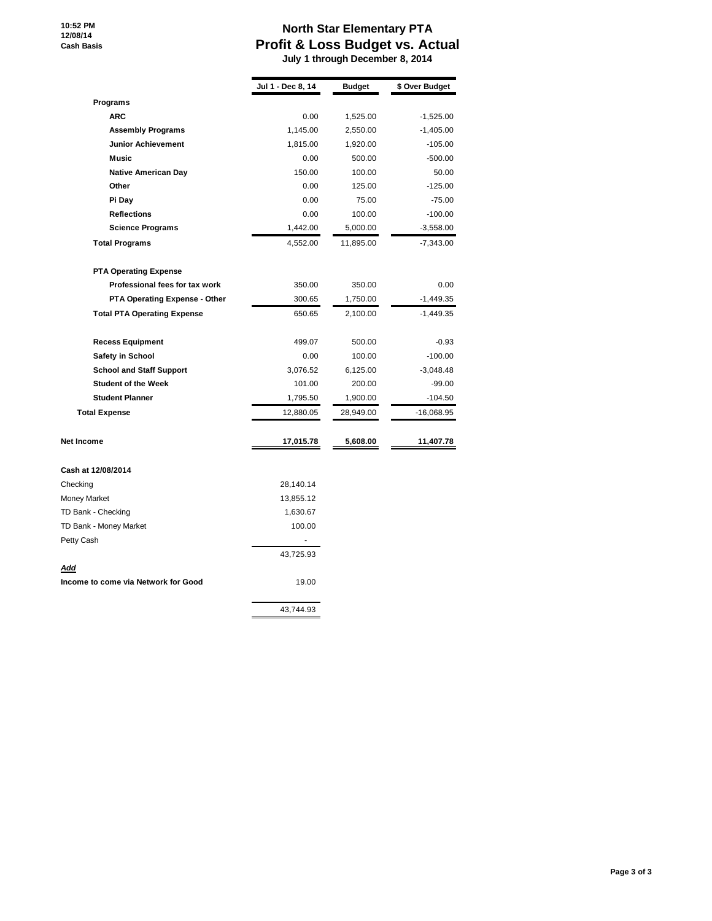10:52 PM
12/08/14
Cash Basis

# North Star Elementary PTA
## Profit & Loss Budget vs. Actual
**July 1 through December 8, 2014**

| | Jul 1 - Dec 8, 14 | Budget | $ Over Budget |
|---|---|---|---|
| **Programs** | | | |
| **ARC** | 0.00 | 1,525.00 | -1,525.00 |
| **Assembly Programs** | 1,145.00 | 2,550.00 | -1,405.00 |
| **Junior Achievement** | 1,815.00 | 1,920.00 | -105.00 |
| **Music** | 0.00 | 500.00 | -500.00 |
| **Native American Day** | 150.00 | 100.00 | 50.00 |
| **Other** | 0.00 | 125.00 | -125.00 |
| **Pi Day** | 0.00 | 75.00 | -75.00 |
| **Reflections** | 0.00 | 100.00 | -100.00 |
| **Science Programs** | 1,442.00 | 5,000.00 | -3,558.00 |
| **Total Programs** | 4,552.00 | 11,895.00 | -7,343.00 |
| **PTA Operating Expense** | | | |
| **Professional fees for tax work** | 350.00 | 350.00 | 0.00 |
| **PTA Operating Expense - Other** | 300.65 | 1,750.00 | -1,449.35 |
| **Total PTA Operating Expense** | 650.65 | 2,100.00 | -1,449.35 |
| **Recess Equipment** | 499.07 | 500.00 | -0.93 |
| **Safety in School** | 0.00 | 100.00 | -100.00 |
| **School and Staff Support** | 3,076.52 | 6,125.00 | -3,048.48 |
| **Student of the Week** | 101.00 | 200.00 | -99.00 |
| **Student Planner** | 1,795.50 | 1,900.00 | -104.50 |
| **Total Expense** | 12,880.05 | 28,949.00 | -16,068.95 |
| **Net Income** | **17,015.78** | **5,608.00** | **11,407.78** |

| | |
|---|---|
| **Cash at 12/08/2014** | |
| Checking | 28,140.14 |
| Money Market | 13,855.12 |
| TD Bank - Checking | 1,630.67 |
| TD Bank - Money Market | 100.00 |
| Petty Cash | - |
| | 43,725.93 |
| ***Add*** | |
| **Income to come via Network for Good** | 19.00 |
| | 43,744.93 |